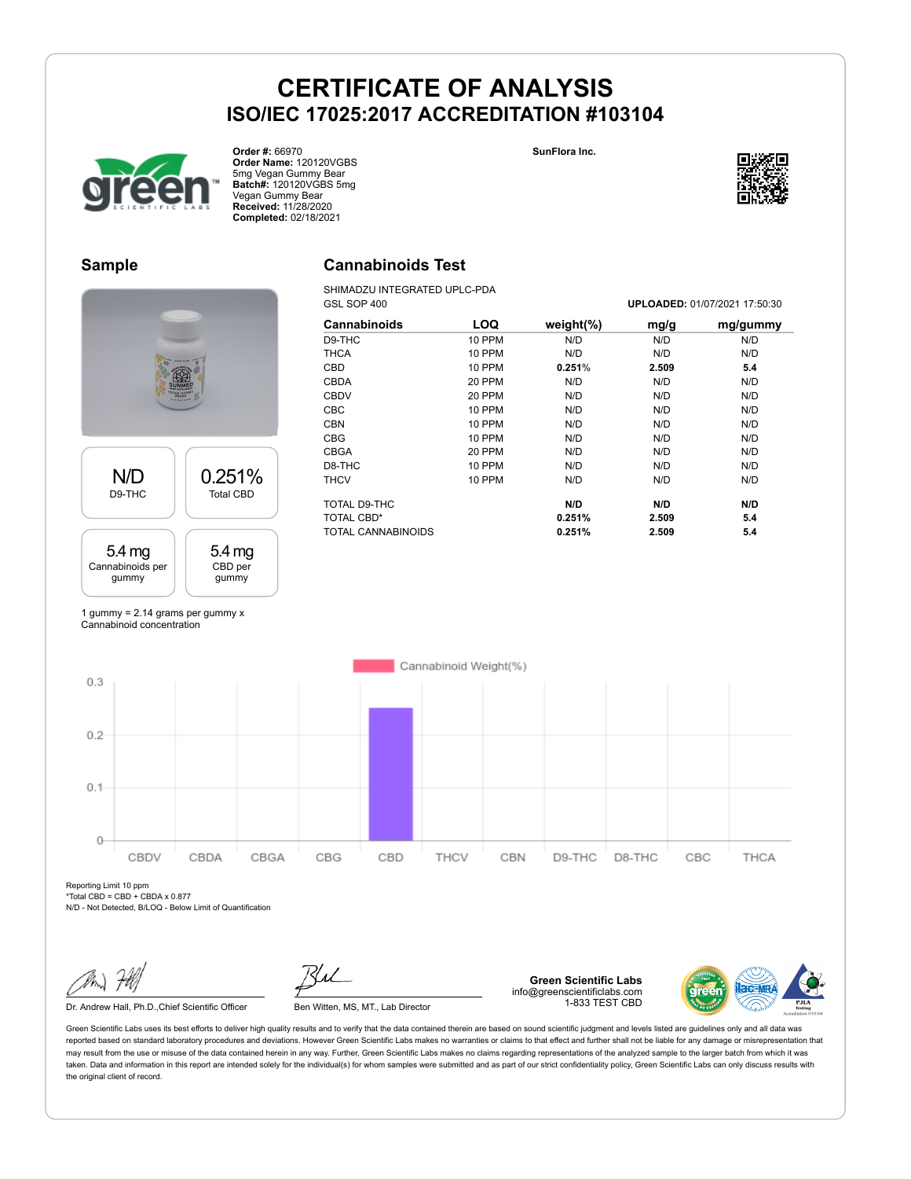# CERTIFICATE OF ANALYSIS

## ISO/IEC 17025:2017 ACCREDITATION #103104

**Order #:** 66970
**Order Name:** 120120VGBS 5mg Vegan Gummy Bear
**Batch#:** 120120VGBS 5mg Vegan Gummy Bear
**Received:** 11/28/2020
**Completed:** 02/18/2021

**SunFlora Inc.**

## Sample

| N/D | 0.251% |
|---|---|
| D9-THC | Total CBD |

| 5.4 mg | 5.4 mg |
|---|---|
| Cannabinoids per gummy | CBD per gummy |

1 gummy = 2.14 grams per gummy x Cannabinoid concentration

## Cannabinoids Test

SHIMADZU INTEGRATED UPLC-PDA
GSL SOP 400

**UPLOADED:** 01/07/2021 17:50:30

| Cannabinoids | LOQ | weight(%) | mg/g | mg/gummy |
|---|---|---|---|---|
| D9-THC | 10 PPM | N/D | N/D | N/D |
| THCA | 10 PPM | N/D | N/D | N/D |
| CBD | 10 PPM | **0.251%** | **2.509** | **5.4** |
| CBDA | 20 PPM | N/D | N/D | N/D |
| CBDV | 20 PPM | N/D | N/D | N/D |
| CBC | 10 PPM | N/D | N/D | N/D |
| CBN | 10 PPM | N/D | N/D | N/D |
| CBG | 10 PPM | N/D | N/D | N/D |
| CBGA | 20 PPM | N/D | N/D | N/D |
| D8-THC | 10 PPM | N/D | N/D | N/D |
| THCV | 10 PPM | N/D | N/D | N/D |
| TOTAL D9-THC | | **N/D** | **N/D** | **N/D** |
| TOTAL CBD* | | **0.251%** | **2.509** | **5.4** |
| TOTAL CANNABINOIDS | | **0.251%** | **2.509** | **5.4** |

Cannabinoid Weight(%)

| Cannabinoid | Weight(%) |
|---|---|
| CBDV | 0 |
| CBDA | 0 |
| CBGA | 0 |
| CBG | 0 |
| CBD | 0.251 |
| THCV | 0 |
| CBN | 0 |
| D9-THC | 0 |
| D8-THC | 0 |
| CBC | 0 |
| THCA | 0 |

Reporting Limit 10 ppm
*Total CBD = CBD + CBDA x 0.877
N/D - Not Detected, B/LOQ - Below Limit of Quantification

Dr. Andrew Hall, Ph.D.,Chief Scientific Officer

Ben Witten, MS, MT., Lab Director

**Green Scientific Labs**
info@greenscientificlabs.com
1-833 TEST CBD

Green Scientific Labs uses its best efforts to deliver high quality results and to verify that the data contained therein are based on sound scientific judgment and levels listed are guidelines only and all data was reported based on standard laboratory procedures and deviations. However Green Scientific Labs makes no warranties or claims to that effect and further shall not be liable for any damage or misrepresentation that may result from the use or misuse of the data contained herein in any way. Further, Green Scientific Labs makes no claims regarding representations of the analyzed sample to the larger batch from which it was taken. Data and information in this report are intended solely for the individual(s) for whom samples were submitted and as part of our strict confidentiality policy, Green Scientific Labs can only discuss results with the original client of record.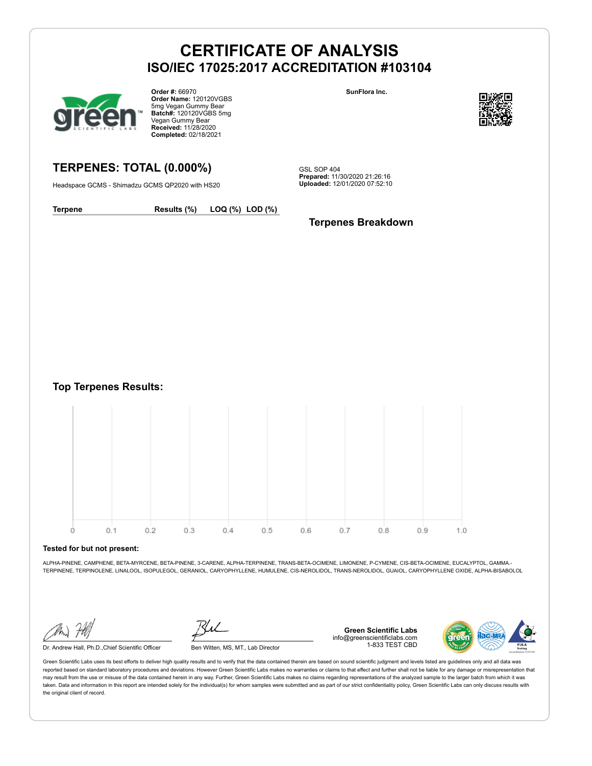# CERTIFICATE OF ANALYSIS
## ISO/IEC 17025:2017 ACCREDITATION #103104

**Order #:** 66970
**Order Name:** 120120VGBS 5mg Vegan Gummy Bear
**Batch#:** 120120VGBS 5mg Vegan Gummy Bear
**Received:** 11/28/2020
**Completed:** 02/18/2021

**SunFlora Inc.**

## TERPENES: TOTAL (0.000%)

Headspace GCMS - Shimadzu GCMS QP2020 with HS20

GSL SOP 404
**Prepared:** 11/30/2020 21:26:16
**Uploaded:** 12/01/2020 07:52:10

| Terpene | Results (%) | LOQ (%) | LOD (%) |
|---|---|---|---|

### Terpenes Breakdown

### Top Terpenes Results:

0 0.1 0.2 0.3 0.4 0.5 0.6 0.7 0.8 0.9 1.0

**Tested for but not present:**

ALPHA-PINENE, CAMPHENE, BETA-MYRCENE, BETA-PINENE, 3-CARENE, ALPHA-TERPINENE, TRANS-BETA-OCIMENE, LIMONENE, P-CYMENE, CIS-BETA-OCIMENE, EUCALYPTOL, GAMMA.-TERPINENE, TERPINOLENE, LINALOOL, ISOPULEGOL, GERANIOL, CARYOPHYLLENE, HUMULENE, CIS-NEROLIDOL, TRANS-NEROLIDOL, GUAIOL, CARYOPHYLLENE OXIDE, ALPHA-BISABOLOL

Dr. Andrew Hall, Ph.D.,Chief Scientific Officer

Ben Witten, MS, MT., Lab Director

**Green Scientific Labs**
info@greenscientificlabs.com
1-833 TEST CBD

Green Scientific Labs uses its best efforts to deliver high quality results and to verify that the data contained therein are based on sound scientific judgment and levels listed are guidelines only and all data was reported based on standard laboratory procedures and deviations. However Green Scientific Labs makes no warranties or claims to that effect and further shall not be liable for any damage or misrepresentation that may result from the use or misuse of the data contained herein in any way. Further, Green Scientific Labs makes no claims regarding representations of the analyzed sample to the larger batch from which it was taken. Data and information in this report are intended solely for the individual(s) for whom samples were submitted and as part of our strict confidentiality policy, Green Scientific Labs can only discuss results with the original client of record.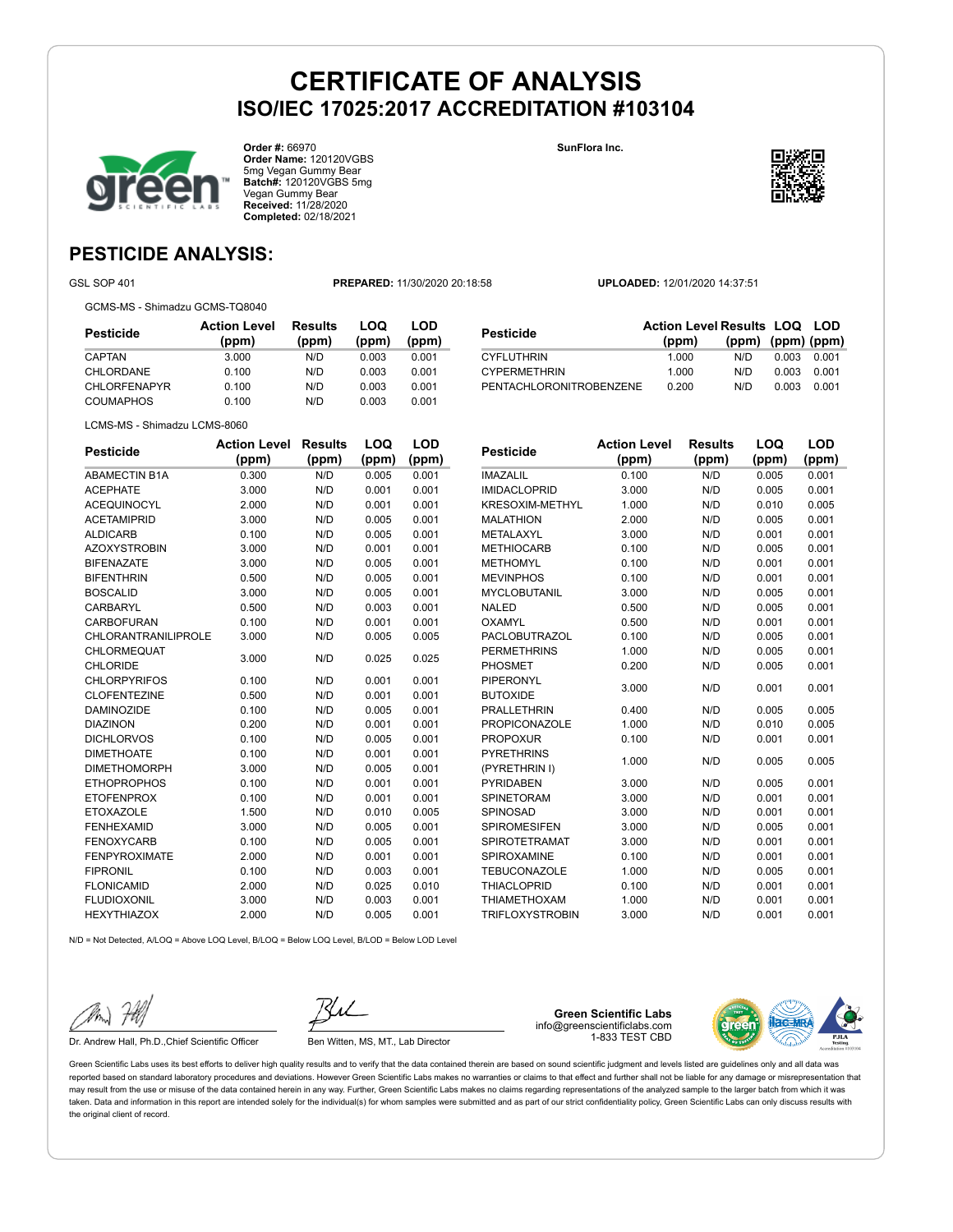# CERTIFICATE OF ANALYSIS
## ISO/IEC 17025:2017 ACCREDITATION #103104

**Order #:** 66970
**Order Name:** 120120VGBS 5mg Vegan Gummy Bear
**Batch#:** 120120VGBS 5mg Vegan Gummy Bear
**Received:** 11/28/2020
**Completed:** 02/18/2021

**SunFlora Inc.**

## PESTICIDE ANALYSIS:

GSL SOP 401 **PREPARED:** 11/30/2020 20:18:58 **UPLOADED:** 12/01/2020 14:37:51

GCMS-MS - Shimadzu GCMS-TQ8040

| Pesticide | Action Level (ppm) | Results (ppm) | LOQ (ppm) | LOD (ppm) |
|---|---|---|---|---|
| CAPTAN | 3.000 | N/D | 0.003 | 0.001 |
| CHLORDANE | 0.100 | N/D | 0.003 | 0.001 |
| CHLORFENAPYR | 0.100 | N/D | 0.003 | 0.001 |
| COUMAPHOS | 0.100 | N/D | 0.003 | 0.001 |
| CYFLUTHRIN | 1.000 | N/D | 0.003 | 0.001 |
| CYPERMETHRIN | 1.000 | N/D | 0.003 | 0.001 |
| PENTACHLORONITROBENZENE | 0.200 | N/D | 0.003 | 0.001 |

LCMS-MS - Shimadzu LCMS-8060

| Pesticide | Action Level (ppm) | Results (ppm) | LOQ (ppm) | LOD (ppm) |
|---|---|---|---|---|
| ABAMECTIN B1A | 0.300 | N/D | 0.005 | 0.001 |
| ACEPHATE | 3.000 | N/D | 0.001 | 0.001 |
| ACEQUINOCYL | 2.000 | N/D | 0.001 | 0.001 |
| ACETAMIPRID | 3.000 | N/D | 0.005 | 0.001 |
| ALDICARB | 0.100 | N/D | 0.005 | 0.001 |
| AZOXYSTROBIN | 3.000 | N/D | 0.001 | 0.001 |
| BIFENAZATE | 3.000 | N/D | 0.005 | 0.001 |
| BIFENTHRIN | 0.500 | N/D | 0.005 | 0.001 |
| BOSCALID | 3.000 | N/D | 0.005 | 0.001 |
| CARBARYL | 0.500 | N/D | 0.003 | 0.001 |
| CARBOFURAN | 0.100 | N/D | 0.001 | 0.001 |
| CHLORANTRANILIPROLE | 3.000 | N/D | 0.005 | 0.005 |
| CHLORMEQUAT CHLORIDE | 3.000 | N/D | 0.025 | 0.025 |
| CHLORPYRIFOS | 0.100 | N/D | 0.001 | 0.001 |
| CLOFENTEZINE | 0.500 | N/D | 0.001 | 0.001 |
| DAMINOZIDE | 0.100 | N/D | 0.005 | 0.001 |
| DIAZINON | 0.200 | N/D | 0.001 | 0.001 |
| DICHLORVOS | 0.100 | N/D | 0.005 | 0.001 |
| DIMETHOATE | 0.100 | N/D | 0.001 | 0.001 |
| DIMETHOMORPH | 3.000 | N/D | 0.005 | 0.001 |
| ETHOPROPHOS | 0.100 | N/D | 0.001 | 0.001 |
| ETOFENPROX | 0.100 | N/D | 0.001 | 0.001 |
| ETOXAZOLE | 1.500 | N/D | 0.010 | 0.005 |
| FENHEXAMID | 3.000 | N/D | 0.005 | 0.001 |
| FENOXYCARB | 0.100 | N/D | 0.005 | 0.001 |
| FENPYROXIMATE | 2.000 | N/D | 0.001 | 0.001 |
| FIPRONIL | 0.100 | N/D | 0.003 | 0.001 |
| FLONICAMID | 2.000 | N/D | 0.025 | 0.010 |
| FLUDIOXONIL | 3.000 | N/D | 0.003 | 0.001 |
| HEXYTHIAZOX | 2.000 | N/D | 0.005 | 0.001 |
| IMAZALIL | 0.100 | N/D | 0.005 | 0.001 |
| IMIDACLOPRID | 3.000 | N/D | 0.005 | 0.001 |
| KRESOXIM-METHYL | 1.000 | N/D | 0.010 | 0.005 |
| MALATHION | 2.000 | N/D | 0.005 | 0.001 |
| METALAXYL | 3.000 | N/D | 0.001 | 0.001 |
| METHIOCARB | 0.100 | N/D | 0.005 | 0.001 |
| METHOMYL | 0.100 | N/D | 0.001 | 0.001 |
| MEVINPHOS | 0.100 | N/D | 0.001 | 0.001 |
| MYCLOBUTANIL | 3.000 | N/D | 0.005 | 0.001 |
| NALED | 0.500 | N/D | 0.005 | 0.001 |
| OXAMYL | 0.500 | N/D | 0.001 | 0.001 |
| PACLOBUTRAZOL | 0.100 | N/D | 0.005 | 0.001 |
| PERMETHRINS | 1.000 | N/D | 0.005 | 0.001 |
| PHOSMET | 0.200 | N/D | 0.005 | 0.001 |
| PIPERONYL BUTOXIDE | 3.000 | N/D | 0.001 | 0.001 |
| PRALLETHRIN | 0.400 | N/D | 0.005 | 0.005 |
| PROPICONAZOLE | 1.000 | N/D | 0.010 | 0.005 |
| PROPOXUR | 0.100 | N/D | 0.001 | 0.001 |
| PYRETHRINS (PYRETHRIN I) | 1.000 | N/D | 0.005 | 0.005 |
| PYRIDABEN | 3.000 | N/D | 0.005 | 0.001 |
| SPINETORAM | 3.000 | N/D | 0.001 | 0.001 |
| SPINOSAD | 3.000 | N/D | 0.001 | 0.001 |
| SPIROMESIFEN | 3.000 | N/D | 0.005 | 0.001 |
| SPIROTETRAMAT | 3.000 | N/D | 0.001 | 0.001 |
| SPIROXAMINE | 0.100 | N/D | 0.001 | 0.001 |
| TEBUCONAZOLE | 1.000 | N/D | 0.005 | 0.001 |
| THIACLOPRID | 0.100 | N/D | 0.001 | 0.001 |
| THIAMETHOXAM | 1.000 | N/D | 0.001 | 0.001 |
| TRIFLOXYSTROBIN | 3.000 | N/D | 0.001 | 0.001 |

N/D = Not Detected, A/LOQ = Above LOQ Level, B/LOQ = Below LOQ Level, B/LOD = Below LOD Level

Dr. Andrew Hall, Ph.D.,Chief Scientific Officer

Ben Witten, MS, MT., Lab Director

**Green Scientific Labs**
info@greenscientificlabs.com
1-833 TEST CBD

Green Scientific Labs uses its best efforts to deliver high quality results and to verify that the data contained therein are based on sound scientific judgment and levels listed are guidelines only and all data was reported based on standard laboratory procedures and deviations. However Green Scientific Labs makes no warranties or claims to that effect and further shall not be liable for any damage or misrepresentation that may result from the use or misuse of the data contained herein in any way. Further, Green Scientific Labs makes no claims regarding representations of the analyzed sample to the larger batch from which it was taken. Data and information in this report are intended solely for the individual(s) for whom samples were submitted and as part of our strict confidentiality policy, Green Scientific Labs can only discuss results with the original client of record.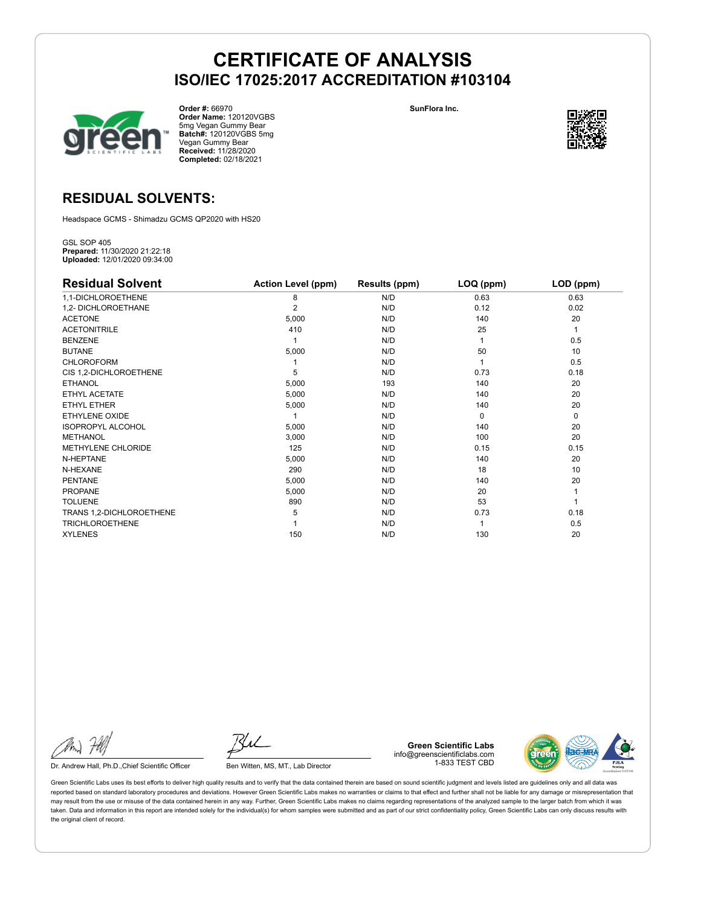# CERTIFICATE OF ANALYSIS

## ISO/IEC 17025:2017 ACCREDITATION #103104

**Order #:** 66970
**Order Name:** 120120VGBS 5mg Vegan Gummy Bear
**Batch#:** 120120VGBS 5mg Vegan Gummy Bear
**Received:** 11/28/2020
**Completed:** 02/18/2021

**SunFlora Inc.**

## RESIDUAL SOLVENTS:

Headspace GCMS - Shimadzu GCMS QP2020 with HS20

GSL SOP 405
**Prepared:** 11/30/2020 21:22:18
**Uploaded:** 12/01/2020 09:34:00

| Residual Solvent | Action Level (ppm) | Results (ppm) | LOQ (ppm) | LOD (ppm) |
|---|---|---|---|---|
| 1,1-DICHLOROETHENE | 8 | N/D | 0.63 | 0.63 |
| 1,2- DICHLOROETHANE | 2 | N/D | 0.12 | 0.02 |
| ACETONE | 5,000 | N/D | 140 | 20 |
| ACETONITRILE | 410 | N/D | 25 | 1 |
| BENZENE | 1 | N/D | 1 | 0.5 |
| BUTANE | 5,000 | N/D | 50 | 10 |
| CHLOROFORM | 1 | N/D | 1 | 0.5 |
| CIS 1,2-DICHLOROETHENE | 5 | N/D | 0.73 | 0.18 |
| ETHANOL | 5,000 | 193 | 140 | 20 |
| ETHYL ACETATE | 5,000 | N/D | 140 | 20 |
| ETHYL ETHER | 5,000 | N/D | 140 | 20 |
| ETHYLENE OXIDE | 1 | N/D | 0 | 0 |
| ISOPROPYL ALCOHOL | 5,000 | N/D | 140 | 20 |
| METHANOL | 3,000 | N/D | 100 | 20 |
| METHYLENE CHLORIDE | 125 | N/D | 0.15 | 0.15 |
| N-HEPTANE | 5,000 | N/D | 140 | 20 |
| N-HEXANE | 290 | N/D | 18 | 10 |
| PENTANE | 5,000 | N/D | 140 | 20 |
| PROPANE | 5,000 | N/D | 20 | 1 |
| TOLUENE | 890 | N/D | 53 | 1 |
| TRANS 1,2-DICHLOROETHENE | 5 | N/D | 0.73 | 0.18 |
| TRICHLOROETHENE | 1 | N/D | 1 | 0.5 |
| XYLENES | 150 | N/D | 130 | 20 |

Dr. Andrew Hall, Ph.D.,Chief Scientific Officer

Ben Witten, MS, MT., Lab Director

**Green Scientific Labs**
info@greenscientificlabs.com
1-833 TEST CBD

Green Scientific Labs uses its best efforts to deliver high quality results and to verify that the data contained therein are based on sound scientific judgment and levels listed are guidelines only and all data was reported based on standard laboratory procedures and deviations. However Green Scientific Labs makes no warranties or claims to that effect and further shall not be liable for any damage or misrepresentation that may result from the use or misuse of the data contained herein in any way. Further, Green Scientific Labs makes no claims regarding representations of the analyzed sample to the larger batch from which it was taken. Data and information in this report are intended solely for the individual(s) for whom samples were submitted and as part of our strict confidentiality policy, Green Scientific Labs can only discuss results with the original client of record.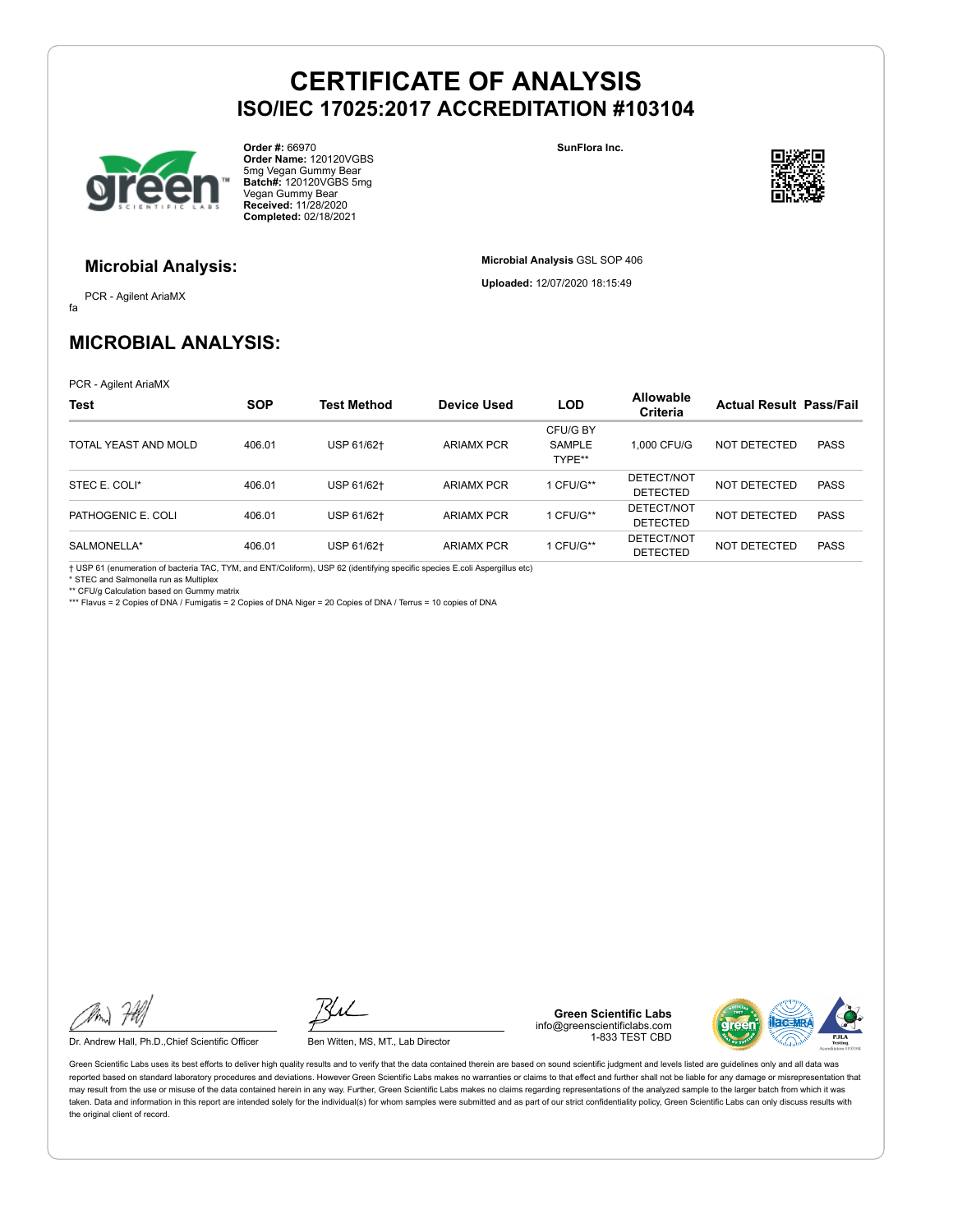# CERTIFICATE OF ANALYSIS
## ISO/IEC 17025:2017 ACCREDITATION #103104

**Order #:** 66970
**Order Name:** 120120VGBS 5mg Vegan Gummy Bear
**Batch#:** 120120VGBS 5mg Vegan Gummy Bear
**Received:** 11/28/2020
**Completed:** 02/18/2021

**SunFlora Inc.**

### Microbial Analysis:

PCR - Agilent AriaMX
fa

**Microbial Analysis** GSL SOP 406

**Uploaded:** 12/07/2020 18:15:49

## MICROBIAL ANALYSIS:

PCR - Agilent AriaMX

| Test | SOP | Test Method | Device Used | LOD | Allowable Criteria | Actual Result | Pass/Fail |
|---|---|---|---|---|---|---|---|
| TOTAL YEAST AND MOLD | 406.01 | USP 61/62† | ARIAMX PCR | CFU/G BY SAMPLE TYPE** | 1,000 CFU/G | NOT DETECTED | PASS |
| STEC E. COLI* | 406.01 | USP 61/62† | ARIAMX PCR | 1 CFU/G** | DETECT/NOT DETECTED | NOT DETECTED | PASS |
| PATHOGENIC E. COLI | 406.01 | USP 61/62† | ARIAMX PCR | 1 CFU/G** | DETECT/NOT DETECTED | NOT DETECTED | PASS |
| SALMONELLA* | 406.01 | USP 61/62† | ARIAMX PCR | 1 CFU/G** | DETECT/NOT DETECTED | NOT DETECTED | PASS |

† USP 61 (enumeration of bacteria TAC, TYM, and ENT/Coliform), USP 62 (identifying specific species E.coli Aspergillus etc)
* STEC and Salmonella run as Multiplex
** CFU/g Calculation based on Gummy matrix
*** Flavus = 2 Copies of DNA / Fumigatis = 2 Copies of DNA Niger = 20 Copies of DNA / Terrus = 10 copies of DNA

Dr. Andrew Hall, Ph.D.,Chief Scientific Officer

Ben Witten, MS, MT., Lab Director

**Green Scientific Labs**
info@greenscientificlabs.com
1-833 TEST CBD

Green Scientific Labs uses its best efforts to deliver high quality results and to verify that the data contained therein are based on sound scientific judgment and levels listed are guidelines only and all data was reported based on standard laboratory procedures and deviations. However Green Scientific Labs makes no warranties or claims to that effect and further shall not be liable for any damage or misrepresentation that may result from the use or misuse of the data contained herein in any way. Further, Green Scientific Labs makes no claims regarding representations of the analyzed sample to the larger batch from which it was taken. Data and information in this report are intended solely for the individual(s) for whom samples were submitted and as part of our strict confidentiality policy, Green Scientific Labs can only discuss results with the original client of record.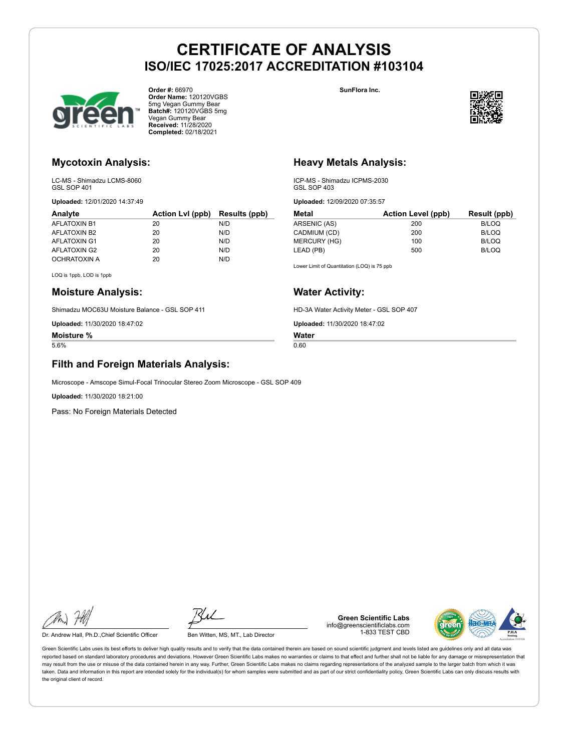# CERTIFICATE OF ANALYSIS
## ISO/IEC 17025:2017 ACCREDITATION #103104

**Order #:** 66970
**Order Name:** 120120VGBS 5mg Vegan Gummy Bear
**Batch#:** 120120VGBS 5mg Vegan Gummy Bear
**Received:** 11/28/2020
**Completed:** 02/18/2021

**SunFlora Inc.**

## Mycotoxin Analysis:

LC-MS - Shimadzu LCMS-8060
GSL SOP 401

**Uploaded:** 12/01/2020 14:37:49

| Analyte | Action Lvl (ppb) | Results (ppb) |
|---|---|---|
| AFLATOXIN B1 | 20 | N/D |
| AFLATOXIN B2 | 20 | N/D |
| AFLATOXIN G1 | 20 | N/D |
| AFLATOXIN G2 | 20 | N/D |
| OCHRATOXIN A | 20 | N/D |

LOQ is 1ppb, LOD is 1ppb

## Heavy Metals Analysis:

ICP-MS - Shimadzu ICPMS-2030
GSL SOP 403

**Uploaded:** 12/09/2020 07:35:57

| Metal | Action Level (ppb) | Result (ppb) |
|---|---|---|
| ARSENIC (AS) | 200 | B/LOQ |
| CADMIUM (CD) | 200 | B/LOQ |
| MERCURY (HG) | 100 | B/LOQ |
| LEAD (PB) | 500 | B/LOQ |

Lower Limit of Quantitation (LOQ) is 75 ppb

## Moisture Analysis:

Shimadzu MOC63U Moisture Balance - GSL SOP 411

**Uploaded:** 11/30/2020 18:47:02

| Moisture % |
|---|
| 5.6% |

## Water Activity:

HD-3A Water Activity Meter - GSL SOP 407

**Uploaded:** 11/30/2020 18:47:02

| Water |
|---|
| 0.60 |

## Filth and Foreign Materials Analysis:

Microscope - Amscope Simul-Focal Trinocular Stereo Zoom Microscope - GSL SOP 409

**Uploaded:** 11/30/2020 18:21:00

Pass: No Foreign Materials Detected

Dr. Andrew Hall, Ph.D.,Chief Scientific Officer

Ben Witten, MS, MT., Lab Director

**Green Scientific Labs**
info@greenscientificlabs.com
1-833 TEST CBD

Green Scientific Labs uses its best efforts to deliver high quality results and to verify that the data contained therein are based on sound scientific judgment and levels listed are guidelines only and all data was reported based on standard laboratory procedures and deviations. However Green Scientific Labs makes no warranties or claims to that effect and further shall not be liable for any damage or misrepresentation that may result from the use or misuse of the data contained herein in any way. Further, Green Scientific Labs makes no claims regarding representations of the analyzed sample to the larger batch from which it was taken. Data and information in this report are intended solely for the individual(s) for whom samples were submitted and as part of our strict confidentiality policy, Green Scientific Labs can only discuss results with the original client of record.